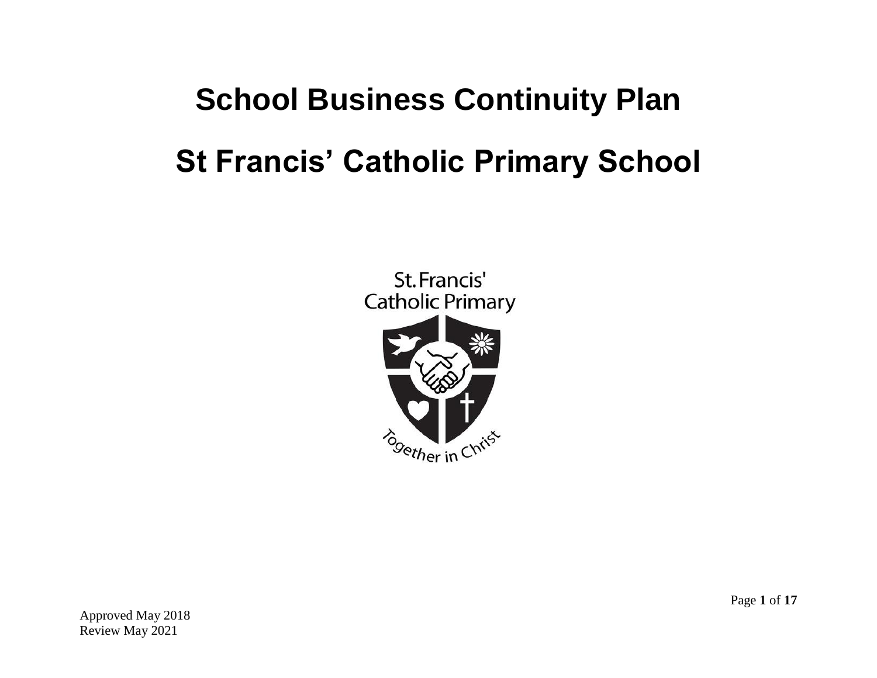# School Business Continuity Plan

# St Francis' Catholic Primary School

Approved May 2018
Review May 2021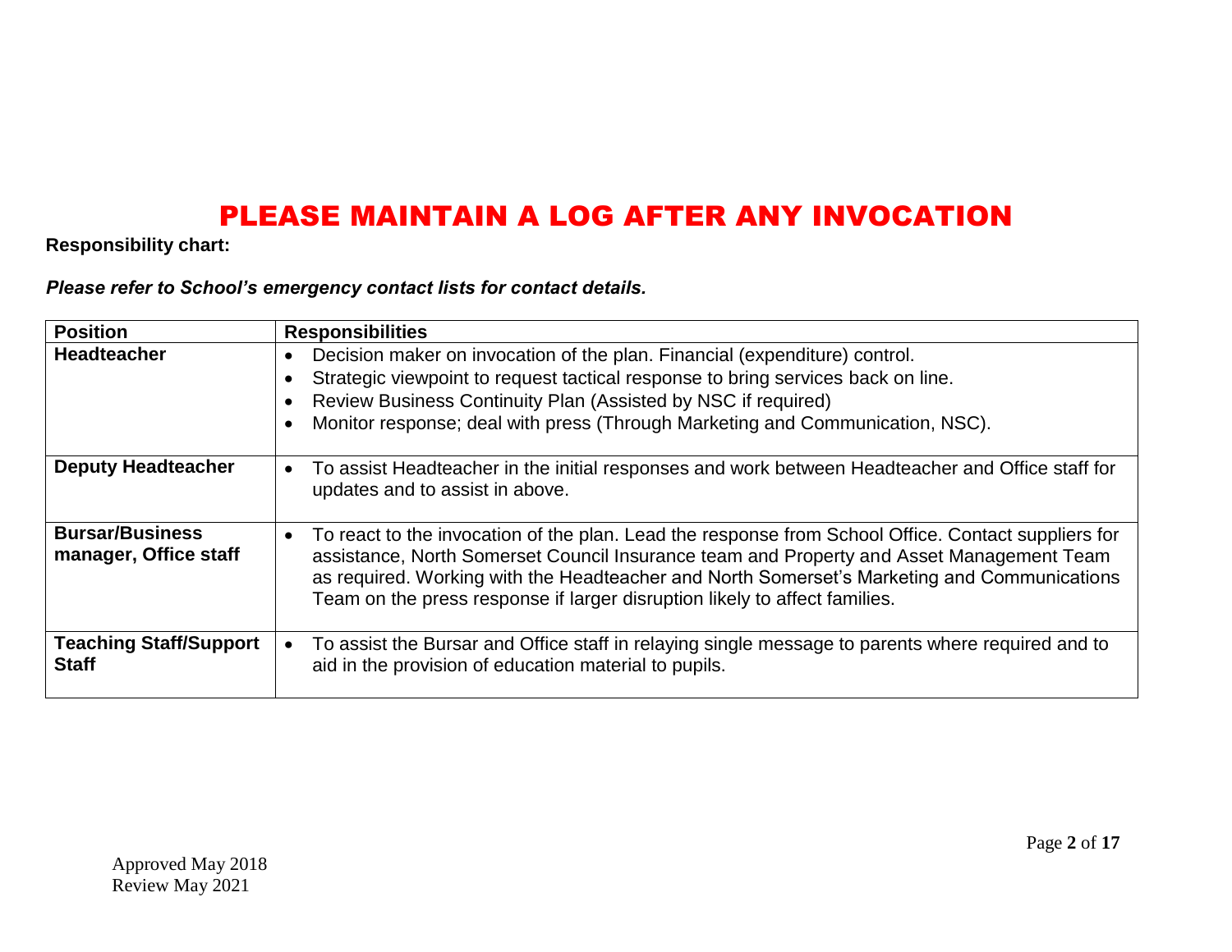# PLEASE MAINTAIN A LOG AFTER ANY INVOCATION

**Responsibility chart:**

***Please refer to School's emergency contact lists for contact details.***

| Position | Responsibilities |
| --- | --- |
| **Headteacher** | • Decision maker on invocation of the plan. Financial (expenditure) control.<br>• Strategic viewpoint to request tactical response to bring services back on line.<br>• Review Business Continuity Plan (Assisted by NSC if required)<br>• Monitor response; deal with press (Through Marketing and Communication, NSC). |
| **Deputy Headteacher** | • To assist Headteacher in the initial responses and work between Headteacher and Office staff for updates and to assist in above. |
| **Bursar/Business manager, Office staff** | • To react to the invocation of the plan. Lead the response from School Office. Contact suppliers for assistance, North Somerset Council Insurance team and Property and Asset Management Team as required. Working with the Headteacher and North Somerset's Marketing and Communications Team on the press response if larger disruption likely to affect families. |
| **Teaching Staff/Support Staff** | • To assist the Bursar and Office staff in relaying single message to parents where required and to aid in the provision of education material to pupils. |

Approved May 2018
Review May 2021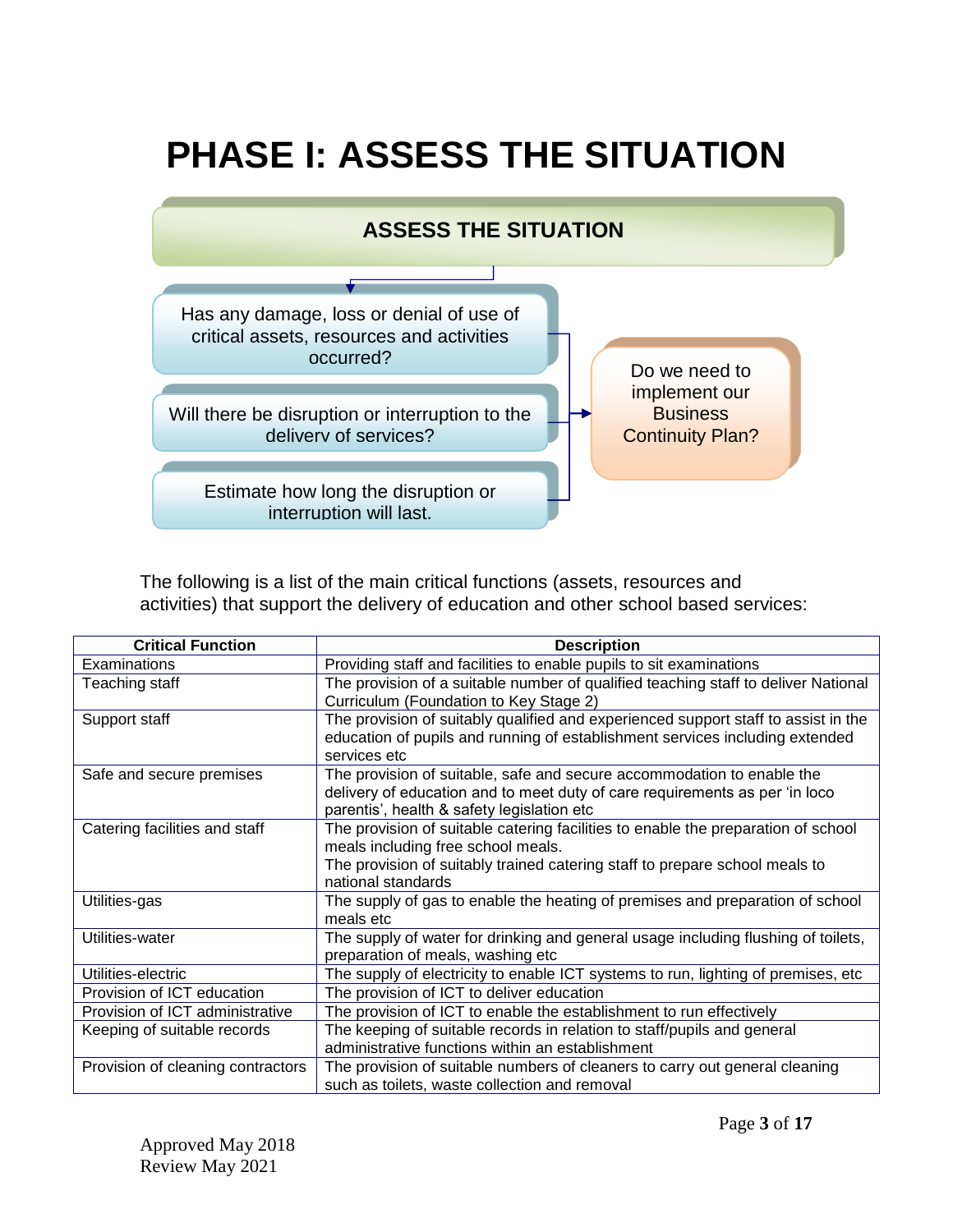# PHASE I: ASSESS THE SITUATION

**ASSESS THE SITUATION**

- Has any damage, loss or denial of use of critical assets, resources and activities occurred?
- Will there be disruption or interruption to the delivery of services?
- Estimate how long the disruption or interruption will last.

→ Do we need to implement our Business Continuity Plan?

The following is a list of the main critical functions (assets, resources and activities) that support the delivery of education and other school based services:

| Critical Function | Description |
|---|---|
| Examinations | Providing staff and facilities to enable pupils to sit examinations |
| Teaching staff | The provision of a suitable number of qualified teaching staff to deliver National Curriculum (Foundation to Key Stage 2) |
| Support staff | The provision of suitably qualified and experienced support staff to assist in the education of pupils and running of establishment services including extended services etc |
| Safe and secure premises | The provision of suitable, safe and secure accommodation to enable the delivery of education and to meet duty of care requirements as per 'in loco parentis', health & safety legislation etc |
| Catering facilities and staff | The provision of suitable catering facilities to enable the preparation of school meals including free school meals.<br>The provision of suitably trained catering staff to prepare school meals to national standards |
| Utilities-gas | The supply of gas to enable the heating of premises and preparation of school meals etc |
| Utilities-water | The supply of water for drinking and general usage including flushing of toilets, preparation of meals, washing etc |
| Utilities-electric | The supply of electricity to enable ICT systems to run, lighting of premises, etc |
| Provision of ICT education | The provision of ICT to deliver education |
| Provision of ICT administrative | The provision of ICT to enable the establishment to run effectively |
| Keeping of suitable records | The keeping of suitable records in relation to staff/pupils and general administrative functions within an establishment |
| Provision of cleaning contractors | The provision of suitable numbers of cleaners to carry out general cleaning such as toilets, waste collection and removal |

Approved May 2018
Review May 2021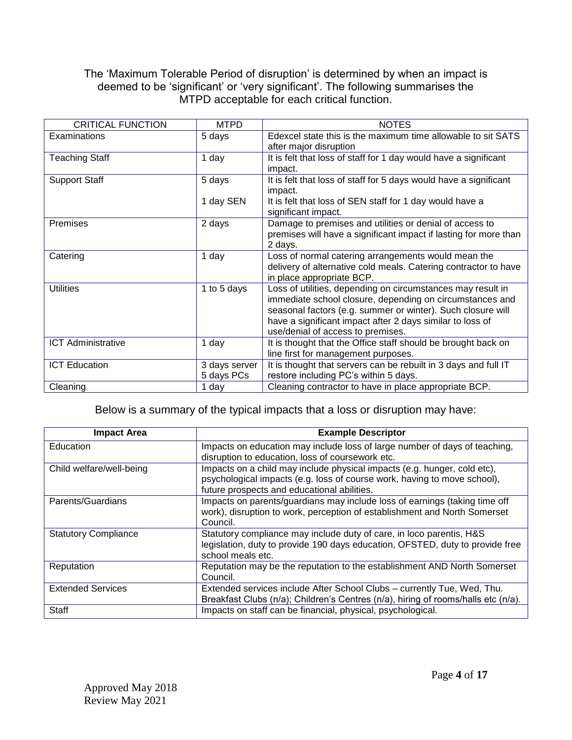The 'Maximum Tolerable Period of disruption' is determined by when an impact is deemed to be 'significant' or 'very significant'. The following summarises the MTPD acceptable for each critical function.

| CRITICAL FUNCTION | MTPD | NOTES |
| --- | --- | --- |
| Examinations | 5 days | Edexcel state this is the maximum time allowable to sit SATS after major disruption |
| Teaching Staff | 1 day | It is felt that loss of staff for 1 day would have a significant impact. |
| Support Staff | 5 days<br><br>1 day SEN | It is felt that loss of staff for 5 days would have a significant impact.<br>It is felt that loss of SEN staff for 1 day would have a significant impact. |
| Premises | 2 days | Damage to premises and utilities or denial of access to premises will have a significant impact if lasting for more than 2 days. |
| Catering | 1 day | Loss of normal catering arrangements would mean the delivery of alternative cold meals. Catering contractor to have in place appropriate BCP. |
| Utilities | 1 to 5 days | Loss of utilities, depending on circumstances may result in immediate school closure, depending on circumstances and seasonal factors (e.g. summer or winter). Such closure will have a significant impact after 2 days similar to loss of use/denial of access to premises. |
| ICT Administrative | 1 day | It is thought that the Office staff should be brought back on line first for management purposes. |
| ICT Education | 3 days server<br>5 days PCs | It is thought that servers can be rebuilt in 3 days and full IT restore including PC's within 5 days. |
| Cleaning | 1 day | Cleaning contractor to have in place appropriate BCP. |

Below is a summary of the typical impacts that a loss or disruption may have:

| Impact Area | Example Descriptor |
| --- | --- |
| Education | Impacts on education may include loss of large number of days of teaching, disruption to education, loss of coursework etc. |
| Child welfare/well-being | Impacts on a child may include physical impacts (e.g. hunger, cold etc), psychological impacts (e.g. loss of course work, having to move school), future prospects and educational abilities. |
| Parents/Guardians | Impacts on parents/guardians may include loss of earnings (taking time off work), disruption to work, perception of establishment and North Somerset Council. |
| Statutory Compliance | Statutory compliance may include duty of care, in loco parentis, H&S legislation, duty to provide 190 days education, OFSTED, duty to provide free school meals etc. |
| Reputation | Reputation may be the reputation to the establishment AND North Somerset Council. |
| Extended Services | Extended services include After School Clubs – currently Tue, Wed, Thu. Breakfast Clubs (n/a); Children's Centres (n/a), hiring of rooms/halls etc (n/a). |
| Staff | Impacts on staff can be financial, physical, psychological. |

Approved May 2018
Review May 2021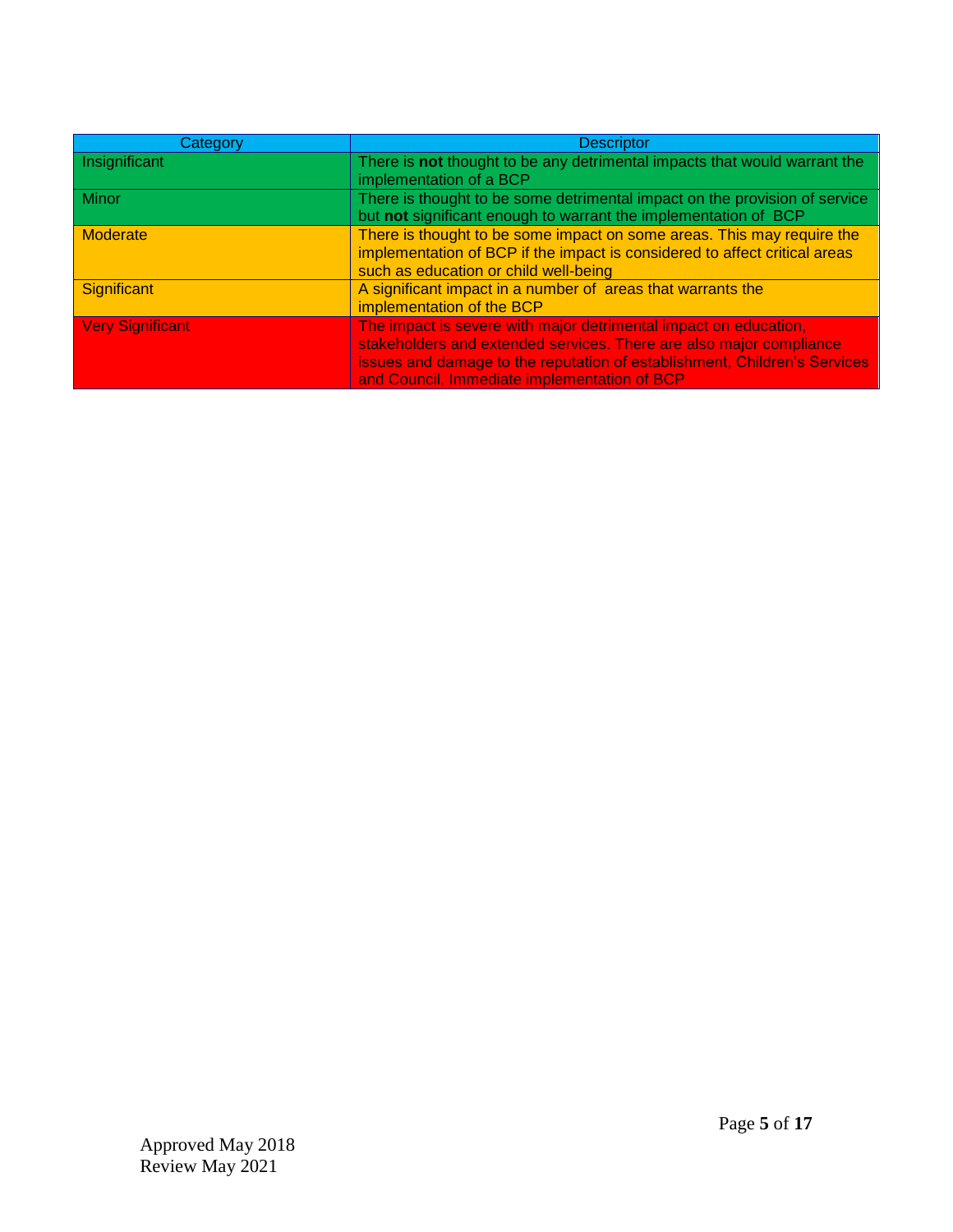| Category | Descriptor |
|---|---|
| Insignificant | There is **not** thought to be any detrimental impacts that would warrant the implementation of a BCP |
| Minor | There is thought to be some detrimental impact on the provision of service but **not** significant enough to warrant the implementation of BCP |
| Moderate | There is thought to be some impact on some areas. This may require the implementation of BCP if the impact is considered to affect critical areas such as education or child well-being |
| Significant | A significant impact in a number of areas that warrants the implementation of the BCP |
| Very Significant | The impact is severe with major detrimental impact on education, stakeholders and extended services. There are also major compliance issues and damage to the reputation of establishment, Children's Services and Council. Immediate implementation of BCP |

Approved May 2018
Review May 2021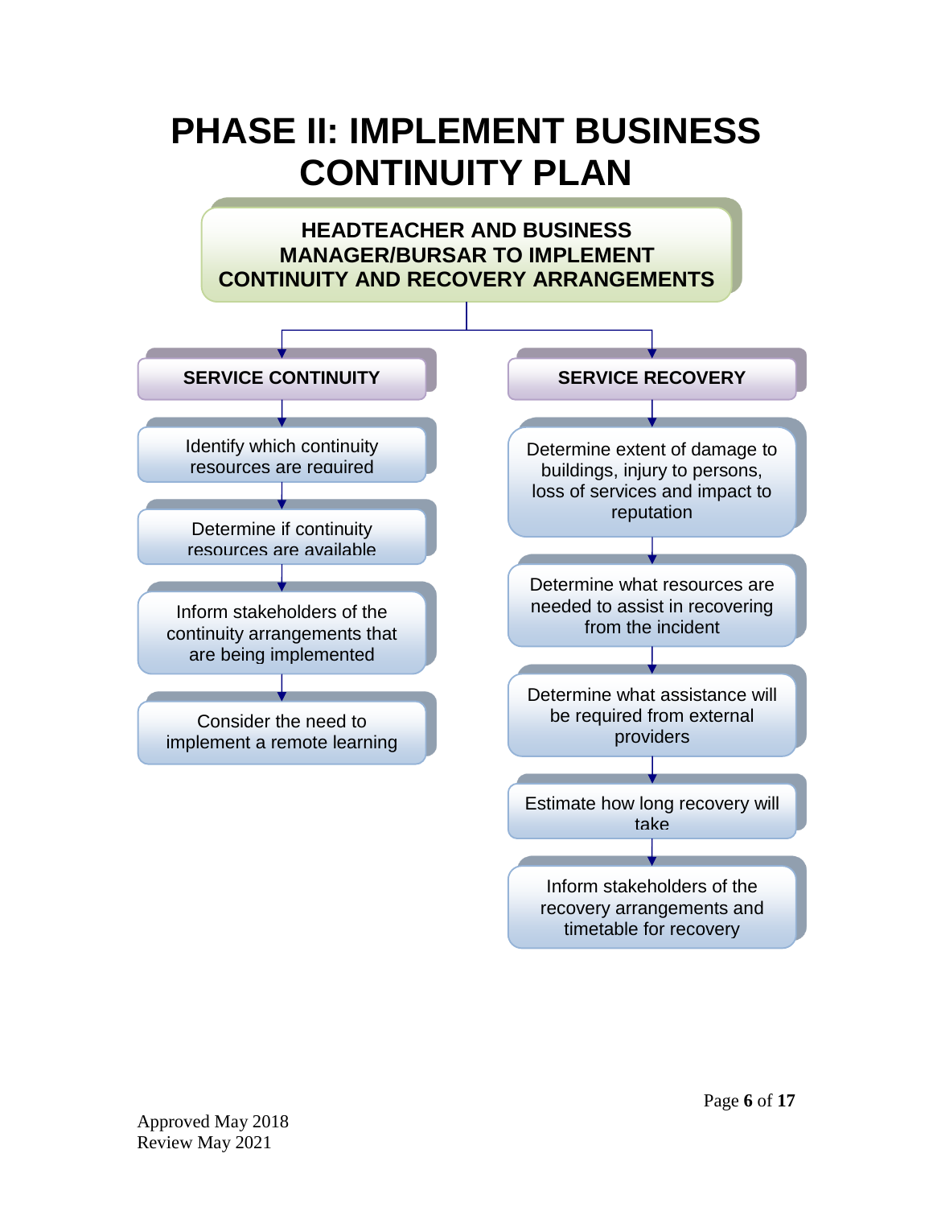# PHASE II: IMPLEMENT BUSINESS CONTINUITY PLAN

**HEADTEACHER AND BUSINESS MANAGER/BURSAR TO IMPLEMENT CONTINUITY AND RECOVERY ARRANGEMENTS**

## SERVICE CONTINUITY

1. Identify which continuity resources are required
2. Determine if continuity resources are available
3. Inform stakeholders of the continuity arrangements that are being implemented
4. Consider the need to implement a remote learning

## SERVICE RECOVERY

1. Determine extent of damage to buildings, injury to persons, loss of services and impact to reputation
2. Determine what resources are needed to assist in recovering from the incident
3. Determine what assistance will be required from external providers
4. Estimate how long recovery will take
5. Inform stakeholders of the recovery arrangements and timetable for recovery

Approved May 2018
Review May 2021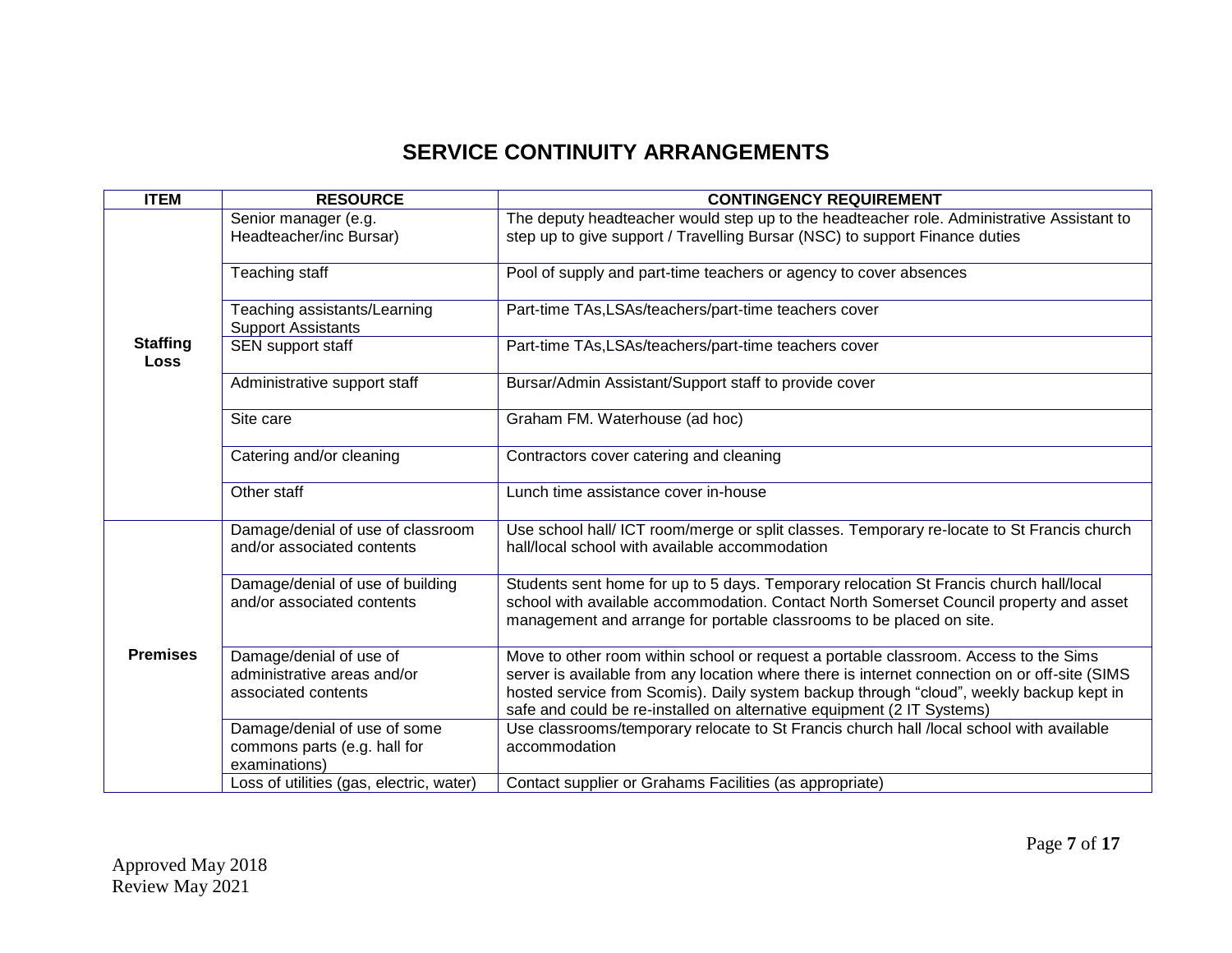# SERVICE CONTINUITY ARRANGEMENTS

| ITEM | RESOURCE | CONTINGENCY REQUIREMENT |
|---|---|---|
| **Staffing Loss** | Senior manager (e.g. Headteacher/inc Bursar) | The deputy headteacher would step up to the headteacher role. Administrative Assistant to step up to give support / Travelling Bursar (NSC) to support Finance duties |
| | Teaching staff | Pool of supply and part-time teachers or agency to cover absences |
| | Teaching assistants/Learning Support Assistants | Part-time TAs,LSAs/teachers/part-time teachers cover |
| | SEN support staff | Part-time TAs,LSAs/teachers/part-time teachers cover |
| | Administrative support staff | Bursar/Admin Assistant/Support staff to provide cover |
| | Site care | Graham FM. Waterhouse (ad hoc) |
| | Catering and/or cleaning | Contractors cover catering and cleaning |
| | Other staff | Lunch time assistance cover in-house |
| **Premises** | Damage/denial of use of classroom and/or associated contents | Use school hall/ ICT room/merge or split classes. Temporary re-locate to St Francis church hall/local school with available accommodation |
| | Damage/denial of use of building and/or associated contents | Students sent home for up to 5 days. Temporary relocation St Francis church hall/local school with available accommodation. Contact North Somerset Council property and asset management and arrange for portable classrooms to be placed on site. |
| | Damage/denial of use of administrative areas and/or associated contents | Move to other room within school or request a portable classroom. Access to the Sims server is available from any location where there is internet connection on or off-site (SIMS hosted service from Scomis). Daily system backup through "cloud", weekly backup kept in safe and could be re-installed on alternative equipment (2 IT Systems) |
| | Damage/denial of use of some commons parts (e.g. hall for examinations) | Use classrooms/temporary relocate to St Francis church hall /local school with available accommodation |
| | Loss of utilities (gas, electric, water) | Contact supplier or Grahams Facilities (as appropriate) |

Approved May 2018
Review May 2021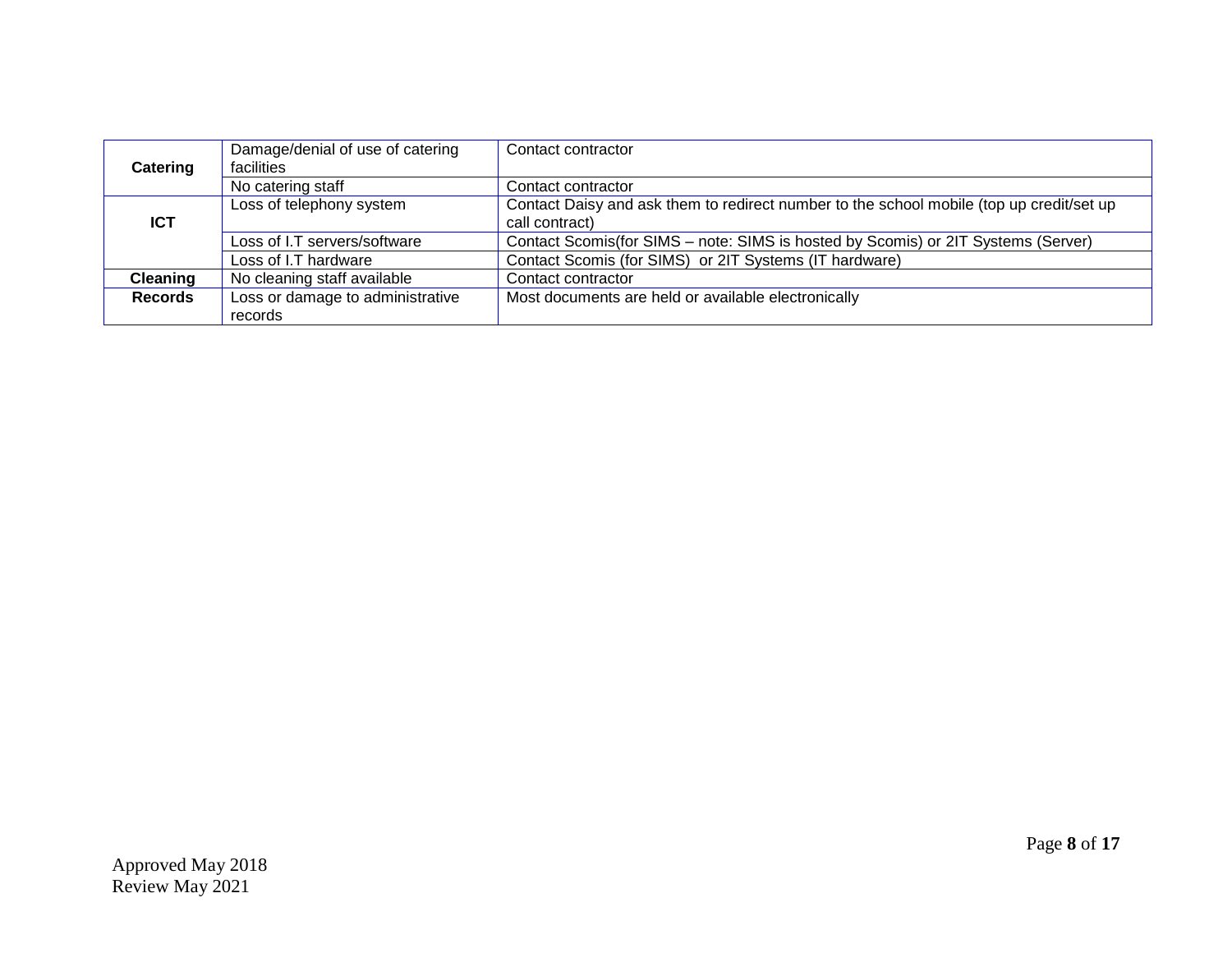| **Catering** | Damage/denial of use of catering facilities | Contact contractor |
|---|---|---|
| | No catering staff | Contact contractor |
| **ICT** | Loss of telephony system | Contact Daisy and ask them to redirect number to the school mobile (top up credit/set up call contract) |
| | Loss of I.T servers/software | Contact Scomis(for SIMS – note: SIMS is hosted by Scomis) or 2IT Systems (Server) |
| | Loss of I.T hardware | Contact Scomis (for SIMS) or 2IT Systems (IT hardware) |
| **Cleaning** | No cleaning staff available | Contact contractor |
| **Records** | Loss or damage to administrative records | Most documents are held or available electronically |

Approved May 2018
Review May 2021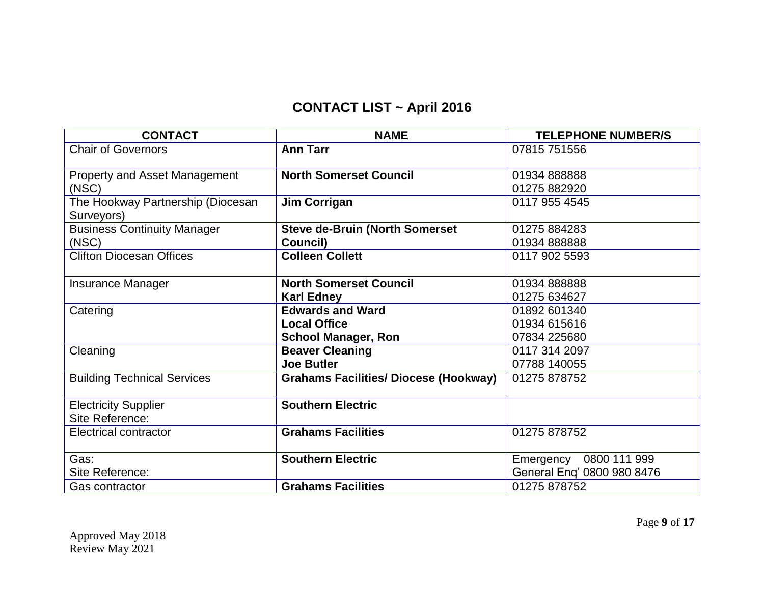## CONTACT LIST ~ April 2016

| CONTACT | NAME | TELEPHONE NUMBER/S |
|---|---|---|
| Chair of Governors | **Ann Tarr** | 07815 751556 |
| Property and Asset Management (NSC) | **North Somerset Council** | 01934 888888<br>01275 882920 |
| The Hookway Partnership (Diocesan Surveyors) | **Jim Corrigan** | 0117 955 4545 |
| Business Continuity Manager (NSC) | **Steve de-Bruin (North Somerset Council)** | 01275 884283<br>01934 888888 |
| Clifton Diocesan Offices | **Colleen Collett** | 0117 902 5593 |
| Insurance Manager | **North Somerset Council**<br>**Karl Edney** | 01934 888888<br>01275 634627 |
| Catering | **Edwards and Ward**<br>**Local Office**<br>**School Manager, Ron** | 01892 601340<br>01934 615616<br>07834 225680 |
| Cleaning | **Beaver Cleaning**<br>**Joe Butler** | 0117 314 2097<br>07788 140055 |
| Building Technical Services | **Grahams Facilities/ Diocese (Hookway)** | 01275 878752 |
| Electricity Supplier<br>Site Reference: | **Southern Electric** | |
| Electrical contractor | **Grahams Facilities** | 01275 878752 |
| Gas:<br>Site Reference: | **Southern Electric** | Emergency 0800 111 999<br>General Enq' 0800 980 8476 |
| Gas contractor | **Grahams Facilities** | 01275 878752 |

Approved May 2018
Review May 2021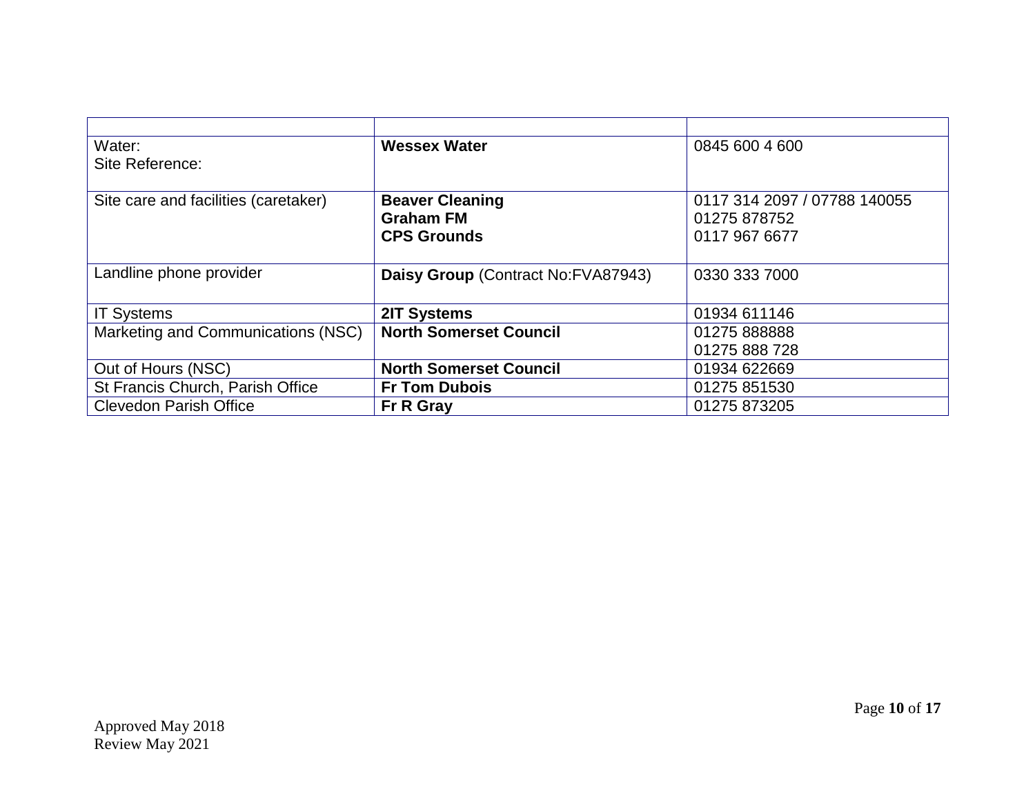| | | |
|---|---|---|
| Water:<br>Site Reference: | **Wessex Water** | 0845 600 4 600 |
| Site care and facilities (caretaker) | **Beaver Cleaning**<br>**Graham FM**<br>**CPS Grounds** | 0117 314 2097 / 07788 140055<br>01275 878752<br>0117 967 6677 |
| Landline phone provider | **Daisy Group** (Contract No:FVA87943) | 0330 333 7000 |
| IT Systems | **2IT Systems** | 01934 611146 |
| Marketing and Communications (NSC) | **North Somerset Council** | 01275 888888<br>01275 888 728 |
| Out of Hours (NSC) | **North Somerset Council** | 01934 622669 |
| St Francis Church, Parish Office | **Fr Tom Dubois** | 01275 851530 |
| Clevedon Parish Office | **Fr R Gray** | 01275 873205 |

Approved May 2018
Review May 2021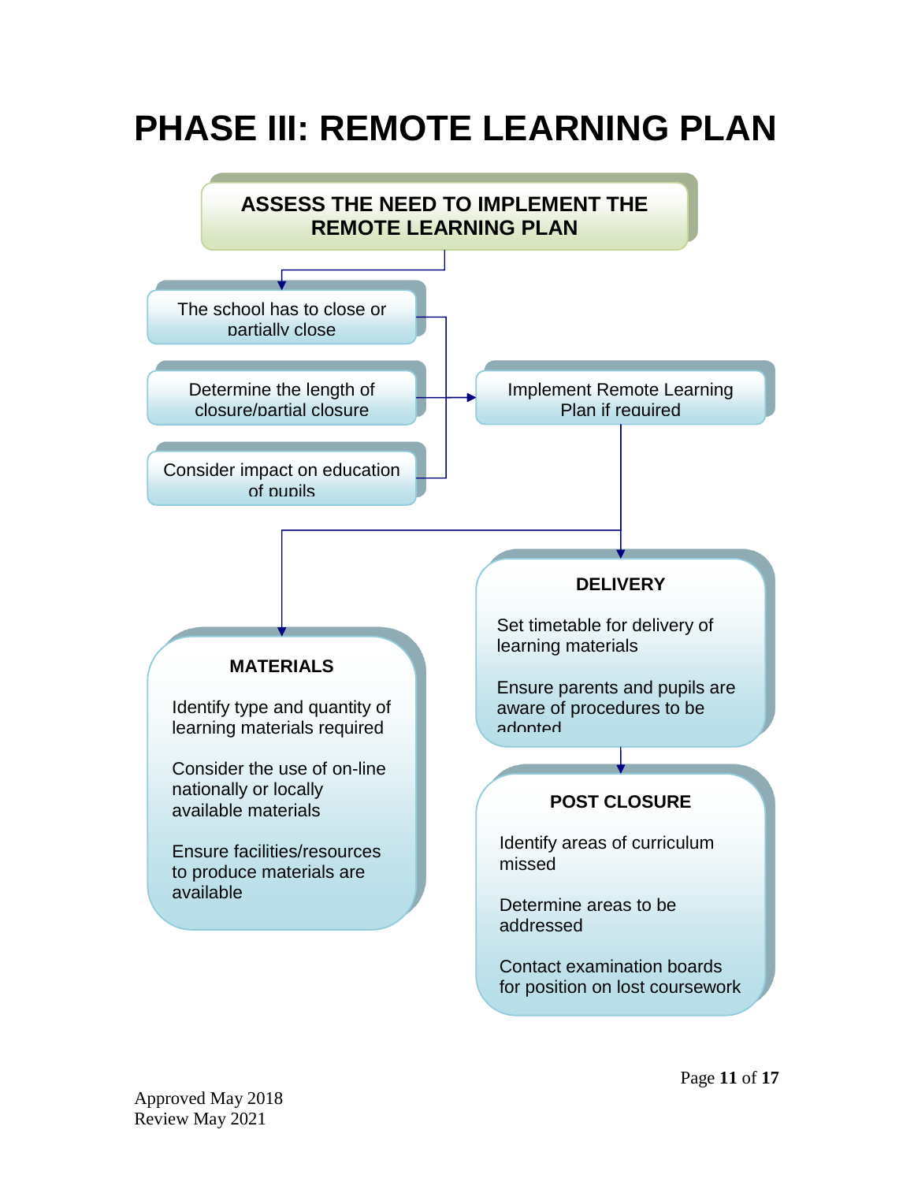# PHASE III: REMOTE LEARNING PLAN

**ASSESS THE NEED TO IMPLEMENT THE REMOTE LEARNING PLAN**

- The school has to close or partially close
- Determine the length of closure/partial closure
- Consider impact on education of pupils

Implement Remote Learning Plan if required

**DELIVERY**

Set timetable for delivery of learning materials

Ensure parents and pupils are aware of procedures to be adopted

**MATERIALS**

Identify type and quantity of learning materials required

Consider the use of on-line nationally or locally available materials

Ensure facilities/resources to produce materials are available

**POST CLOSURE**

Identify areas of curriculum missed

Determine areas to be addressed

Contact examination boards for position on lost coursework

Approved May 2018
Review May 2021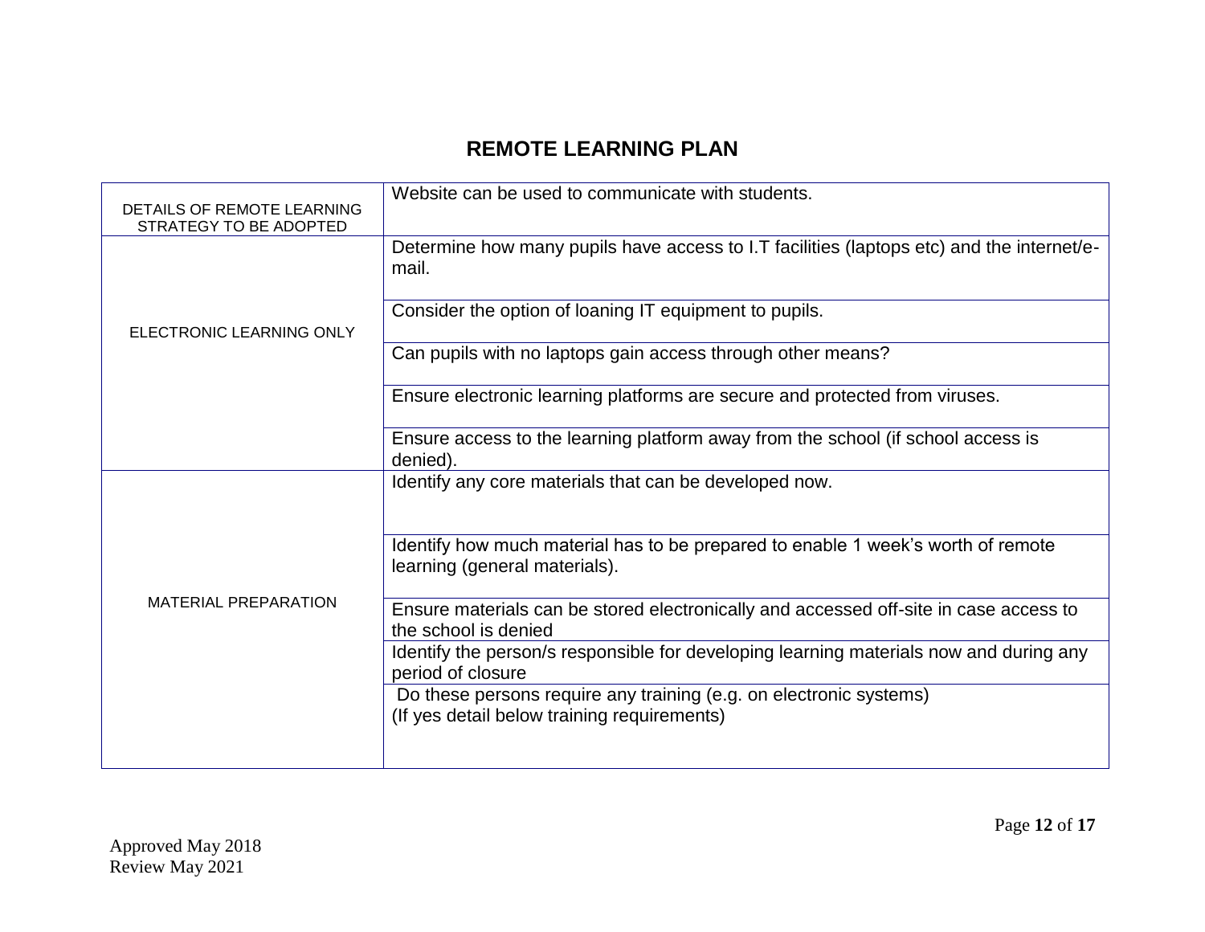# REMOTE LEARNING PLAN

| DETAILS OF REMOTE LEARNING STRATEGY TO BE ADOPTED | Website can be used to communicate with students. |
|---|---|
| ELECTRONIC LEARNING ONLY | Determine how many pupils have access to I.T facilities (laptops etc) and the internet/e-mail. |
| | Consider the option of loaning IT equipment to pupils. |
| | Can pupils with no laptops gain access through other means? |
| | Ensure electronic learning platforms are secure and protected from viruses. |
| | Ensure access to the learning platform away from the school (if school access is denied). |
| MATERIAL PREPARATION | Identify any core materials that can be developed now. |
| | Identify how much material has to be prepared to enable 1 week's worth of remote learning (general materials). |
| | Ensure materials can be stored electronically and accessed off-site in case access to the school is denied |
| | Identify the person/s responsible for developing learning materials now and during any period of closure |
| | Do these persons require any training (e.g. on electronic systems)<br>(If yes detail below training requirements) |

Approved May 2018
Review May 2021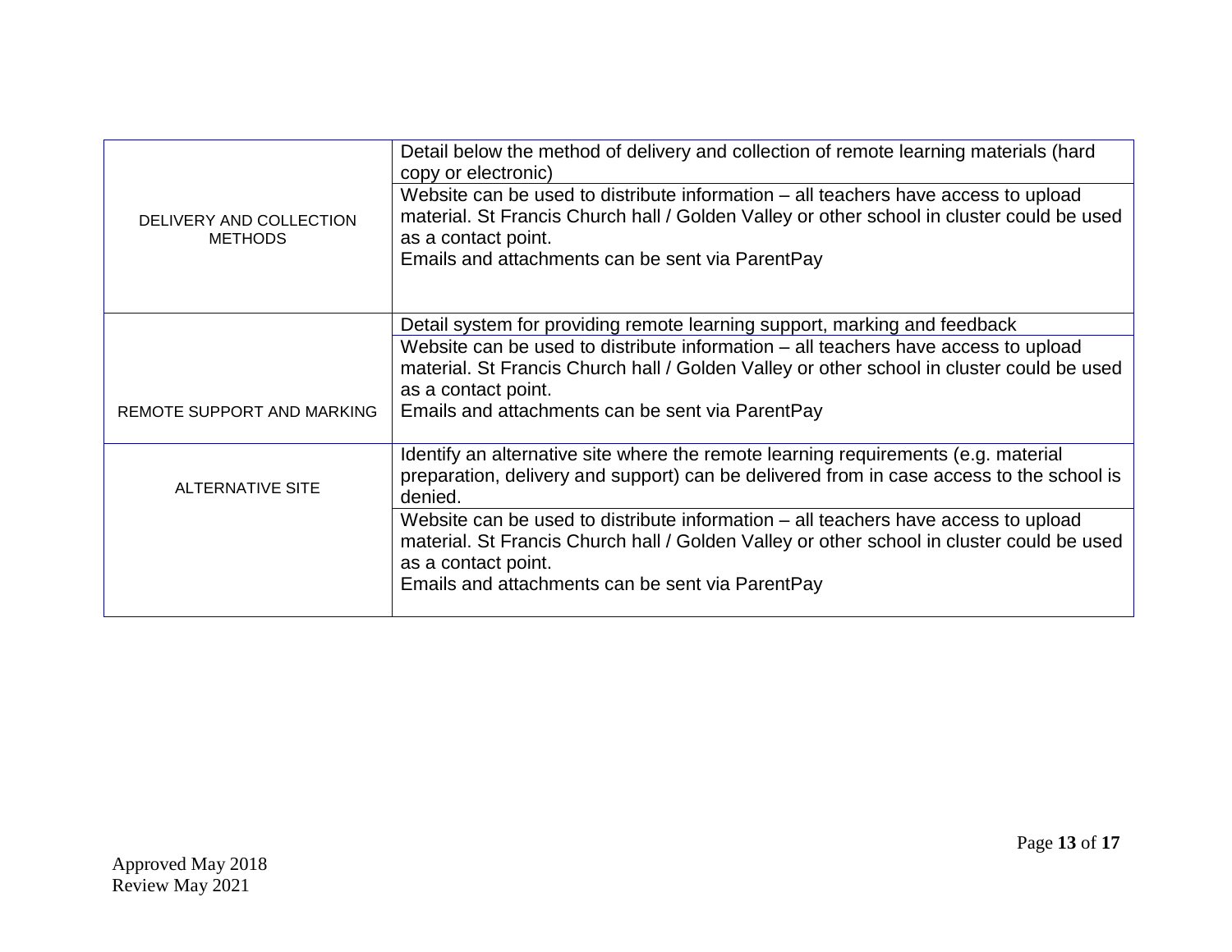| | |
|---|---|
| DELIVERY AND COLLECTION METHODS | Detail below the method of delivery and collection of remote learning materials (hard copy or electronic) |
| | Website can be used to distribute information – all teachers have access to upload material. St Francis Church hall / Golden Valley or other school in cluster could be used as a contact point.<br>Emails and attachments can be sent via ParentPay |
| REMOTE SUPPORT AND MARKING | Detail system for providing remote learning support, marking and feedback |
| | Website can be used to distribute information – all teachers have access to upload material. St Francis Church hall / Golden Valley or other school in cluster could be used as a contact point.<br>Emails and attachments can be sent via ParentPay |
| ALTERNATIVE SITE | Identify an alternative site where the remote learning requirements (e.g. material preparation, delivery and support) can be delivered from in case access to the school is denied. |
| | Website can be used to distribute information – all teachers have access to upload material. St Francis Church hall / Golden Valley or other school in cluster could be used as a contact point.<br>Emails and attachments can be sent via ParentPay |

Approved May 2018
Review May 2021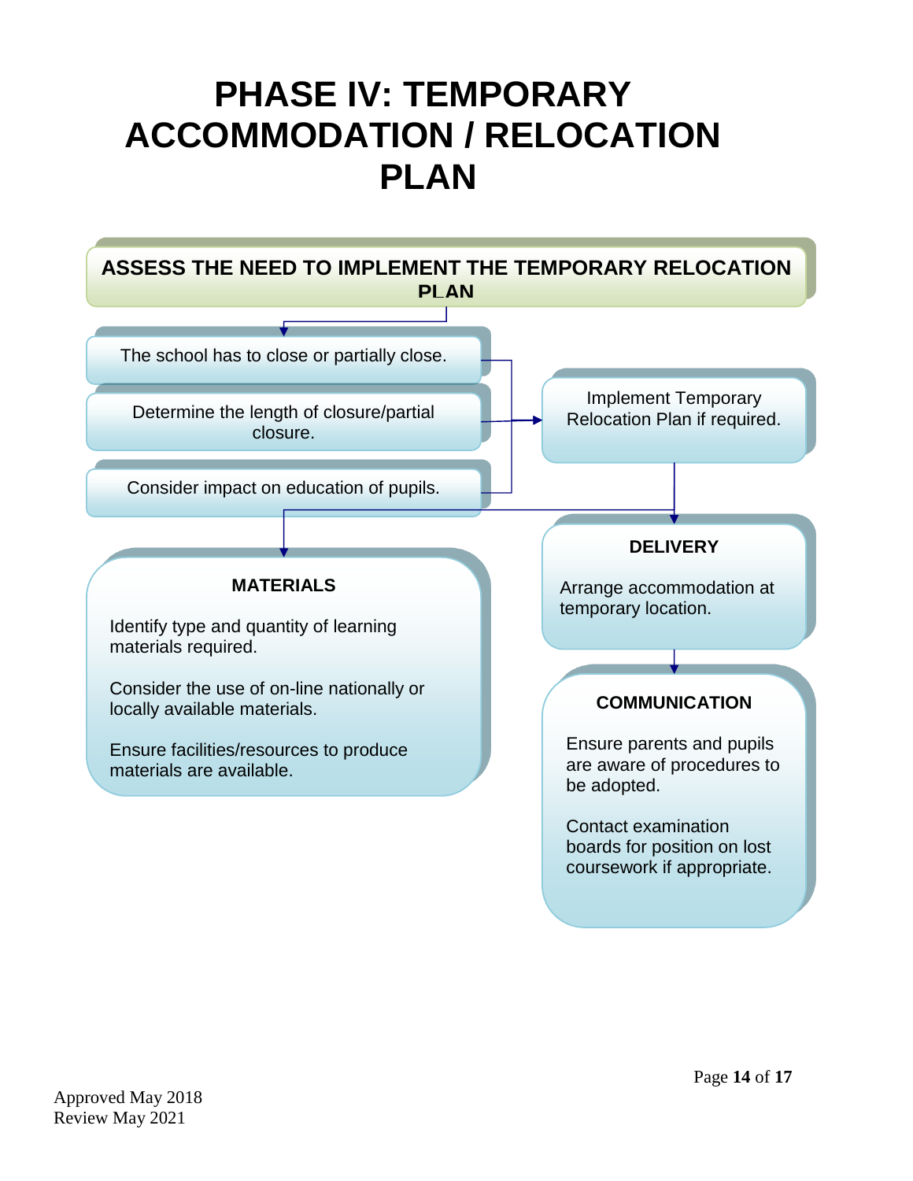# PHASE IV: TEMPORARY ACCOMMODATION / RELOCATION PLAN

**ASSESS THE NEED TO IMPLEMENT THE TEMPORARY RELOCATION PLAN**

The school has to close or partially close.

Determine the length of closure/partial closure.

Consider impact on education of pupils.

Implement Temporary Relocation Plan if required.

**MATERIALS**

Identify type and quantity of learning materials required.

Consider the use of on-line nationally or locally available materials.

Ensure facilities/resources to produce materials are available.

**DELIVERY**

Arrange accommodation at temporary location.

**COMMUNICATION**

Ensure parents and pupils are aware of procedures to be adopted.

Contact examination boards for position on lost coursework if appropriate.

Approved May 2018
Review May 2021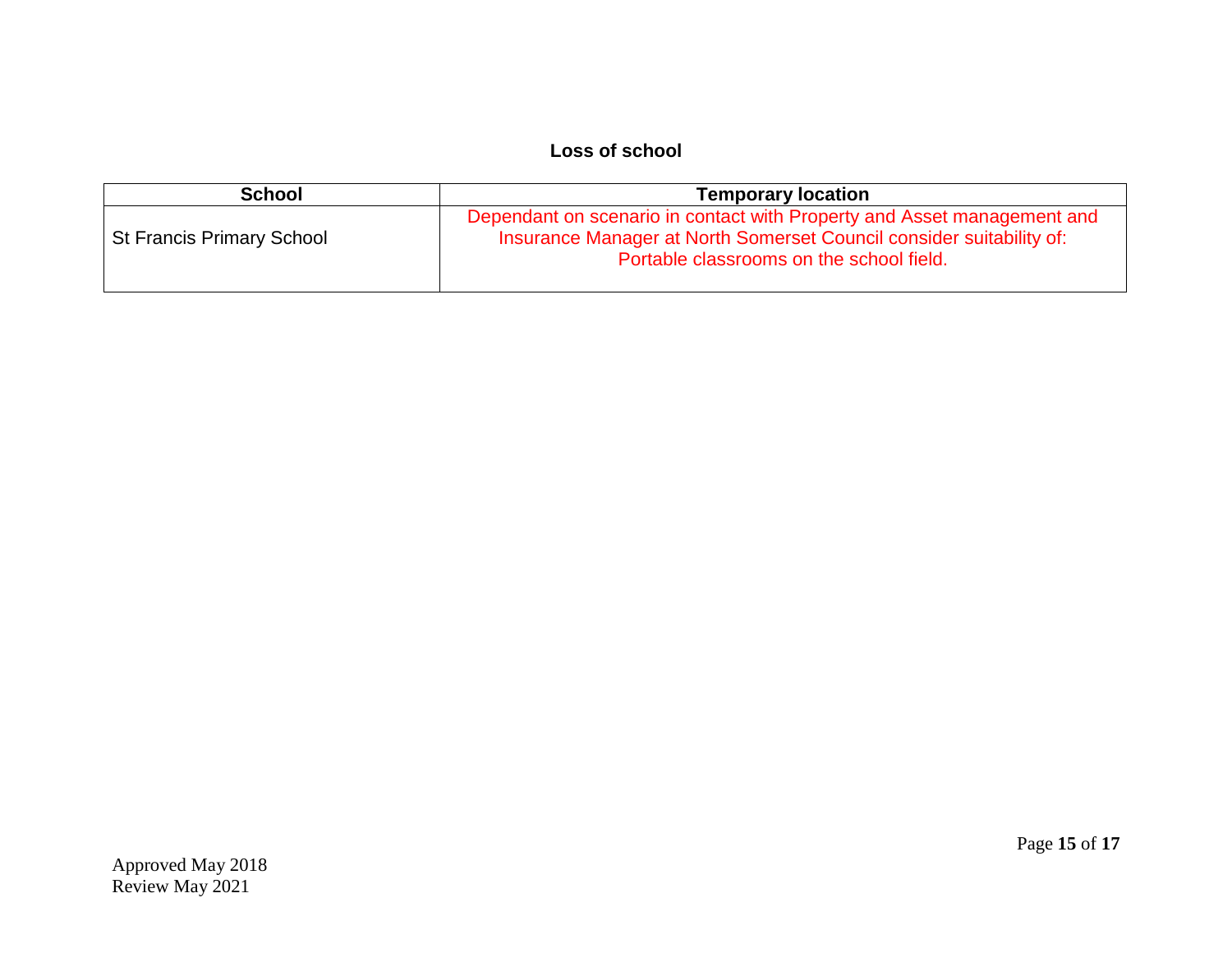## Loss of school

| School | Temporary location |
| --- | --- |
| St Francis Primary School | Dependant on scenario in contact with Property and Asset management and Insurance Manager at North Somerset Council consider suitability of: Portable classrooms on the school field. |

Approved May 2018
Review May 2021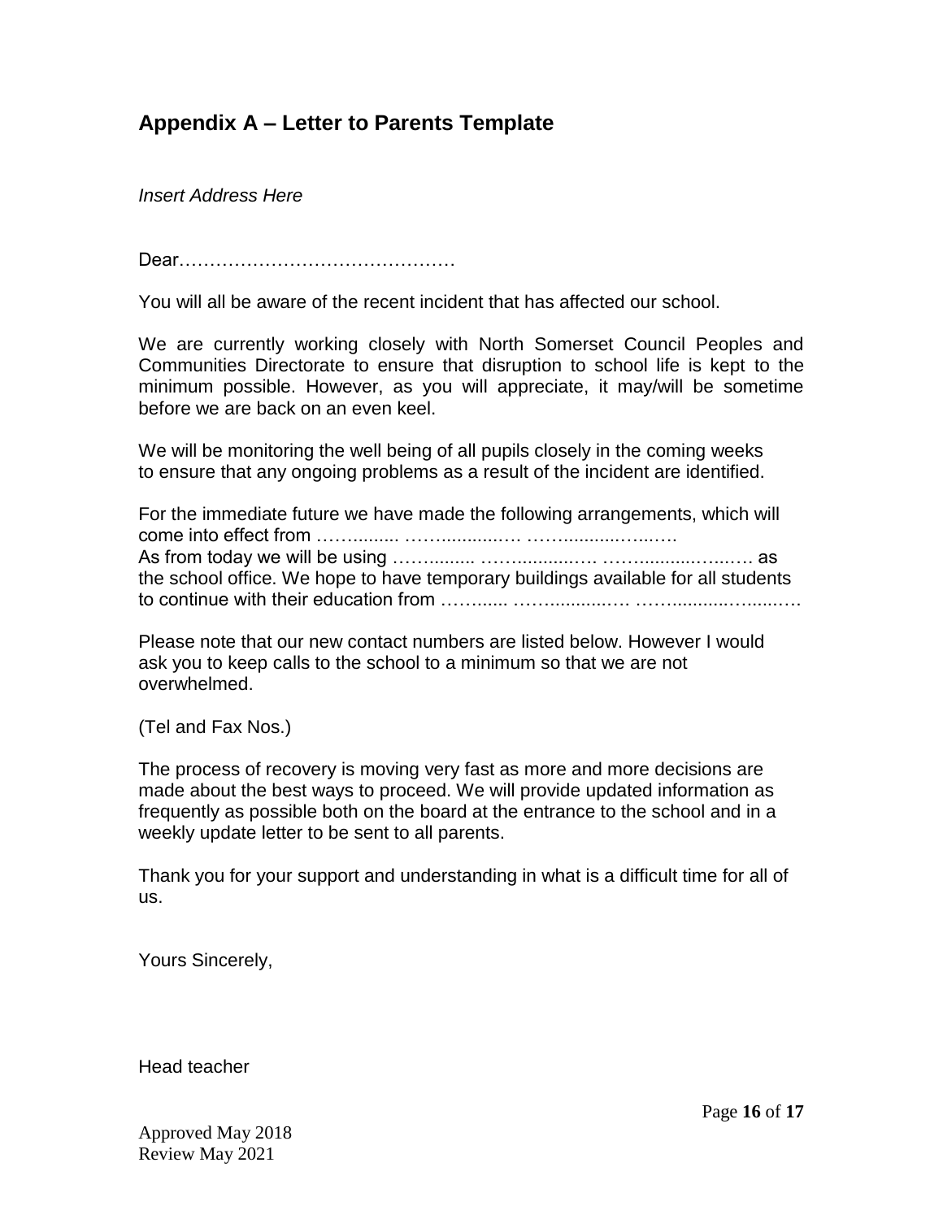## Appendix A – Letter to Parents Template

*Insert Address Here*

Dear………………………………………

You will all be aware of the recent incident that has affected our school.

We are currently working closely with North Somerset Council Peoples and Communities Directorate to ensure that disruption to school life is kept to the minimum possible. However, as you will appreciate, it may/will be sometime before we are back on an even keel.

We will be monitoring the well being of all pupils closely in the coming weeks to ensure that any ongoing problems as a result of the incident are identified.

For the immediate future we have made the following arrangements, which will come into effect from …….......... …….............… ……..........…...….
As from today we will be using …….......... …….............… ……..........…...…. as the school office. We hope to have temporary buildings available for all students to continue with their education from ……...... …….............… ……..........…......….

Please note that our new contact numbers are listed below. However I would ask you to keep calls to the school to a minimum so that we are not overwhelmed.

(Tel and Fax Nos.)

The process of recovery is moving very fast as more and more decisions are made about the best ways to proceed. We will provide updated information as frequently as possible both on the board at the entrance to the school and in a weekly update letter to be sent to all parents.

Thank you for your support and understanding in what is a difficult time for all of us.

Yours Sincerely,

Head teacher

Approved May 2018
Review May 2021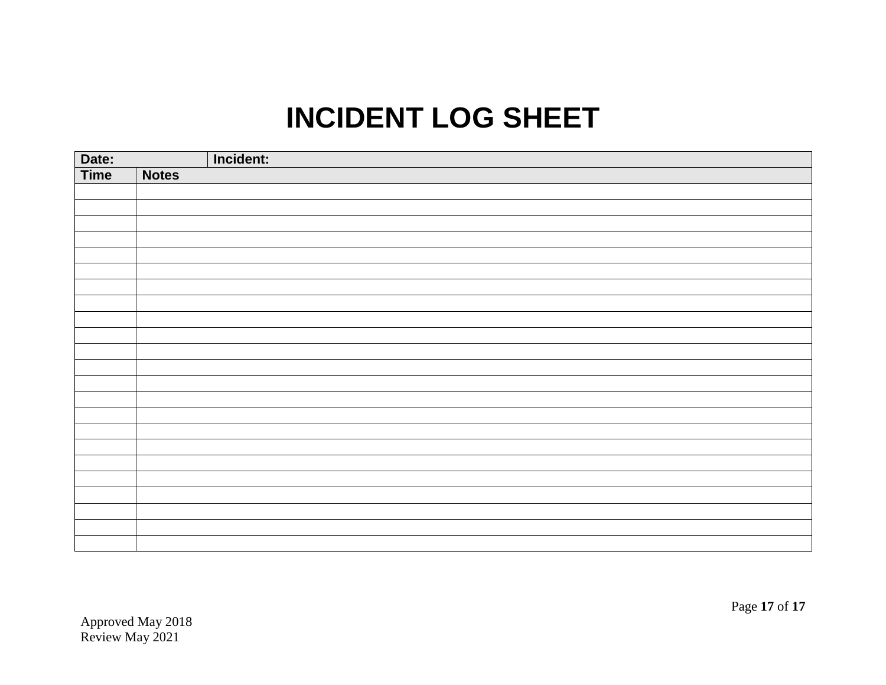# INCIDENT LOG SHEET

| Date: | | Incident: |
|---|---|---|
| **Time** | **Notes** | |
| | | |
| | | |
| | | |
| | | |
| | | |
| | | |
| | | |
| | | |
| | | |
| | | |
| | | |
| | | |
| | | |
| | | |
| | | |
| | | |
| | | |
| | | |
| | | |
| | | |
| | | |
| | | |
| | | |

Approved May 2018
Review May 2021